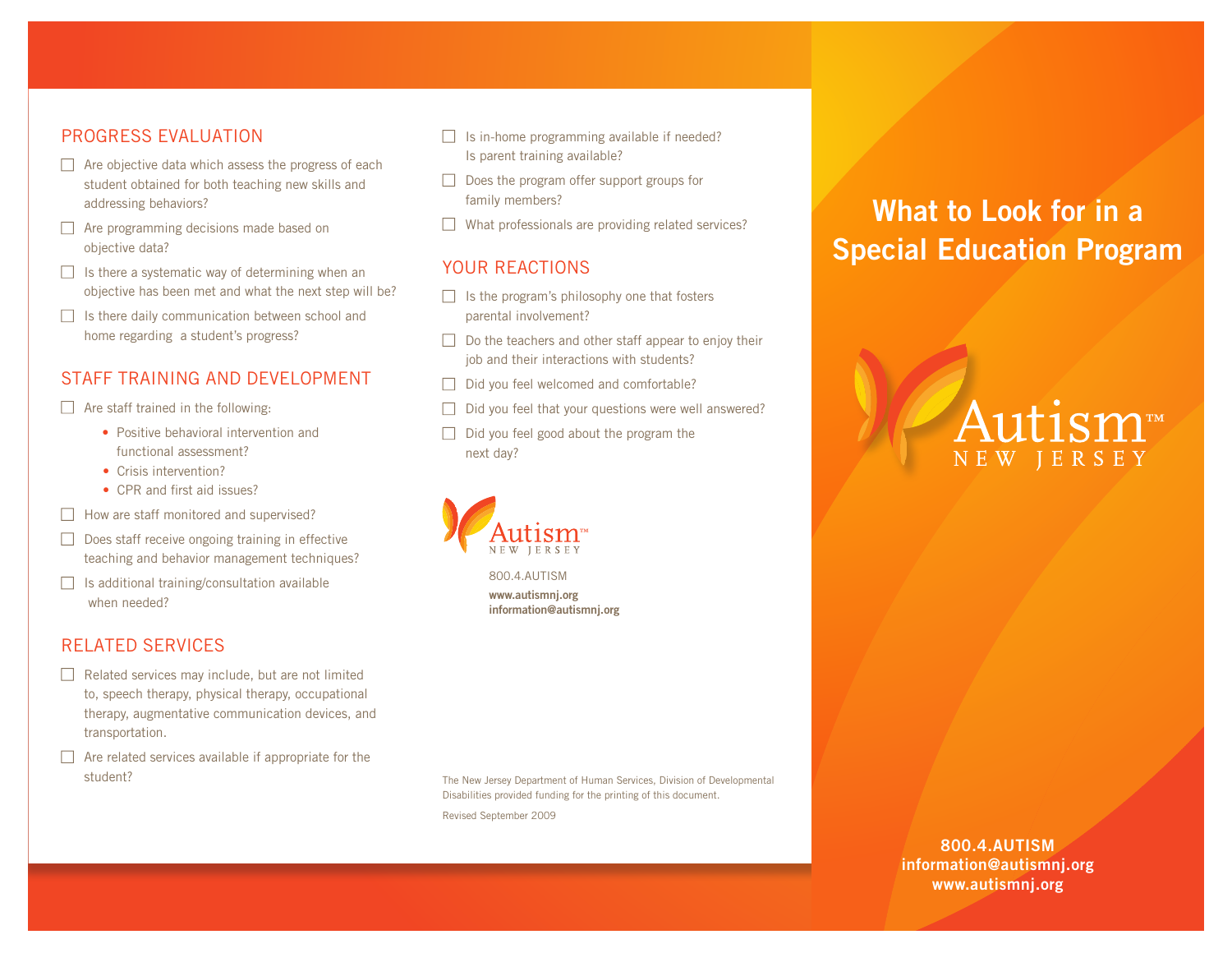## PROGRESS EVALUATION

- ☐ Are objective data which assess the progress of each student obtained for both teaching new skills and addressing behaviors?
- ☐ Are programming decisions made based on objective data?
- ☐ Is there a systematic way of determining when an objective has been met and what the next step will be?
- ☐ Is there daily communication between school and home regarding a student's progress?

## STAFF TRAINING AND DEVELOPMENT

- ☐ Are staff trained in the following:
  - Positive behavioral intervention and functional assessment?
  - Crisis intervention?
  - CPR and first aid issues?
- ☐ How are staff monitored and supervised?
- ☐ Does staff receive ongoing training in effective teaching and behavior management techniques?
- ☐ Is additional training/consultation available when needed?

## RELATED SERVICES

- ☐ Related services may include, but are not limited to, speech therapy, physical therapy, occupational therapy, augmentative communication devices, and transportation.
- ☐ Are related services available if appropriate for the student?
- ☐ Is in-home programming available if needed? Is parent training available?
- ☐ Does the program offer support groups for family members?
- ☐ What professionals are providing related services?

## YOUR REACTIONS

- ☐ Is the program's philosophy one that fosters parental involvement?
- ☐ Do the teachers and other staff appear to enjoy their job and their interactions with students?
- ☐ Did you feel welcomed and comfortable?
- ☐ Did you feel that your questions were well answered?
- ☐ Did you feel good about the program the next day?

Autism™ NEW JERSEY

800.4.AUTISM
**www.autismnj.org**
**information@autismnj.org**

The New Jersey Department of Human Services, Division of Developmental Disabilities provided funding for the printing of this document.

Revised September 2009

# What to Look for in a Special Education Program

Autism™ NEW JERSEY

**800.4.AUTISM**
**information@autismnj.org**
**www.autismnj.org**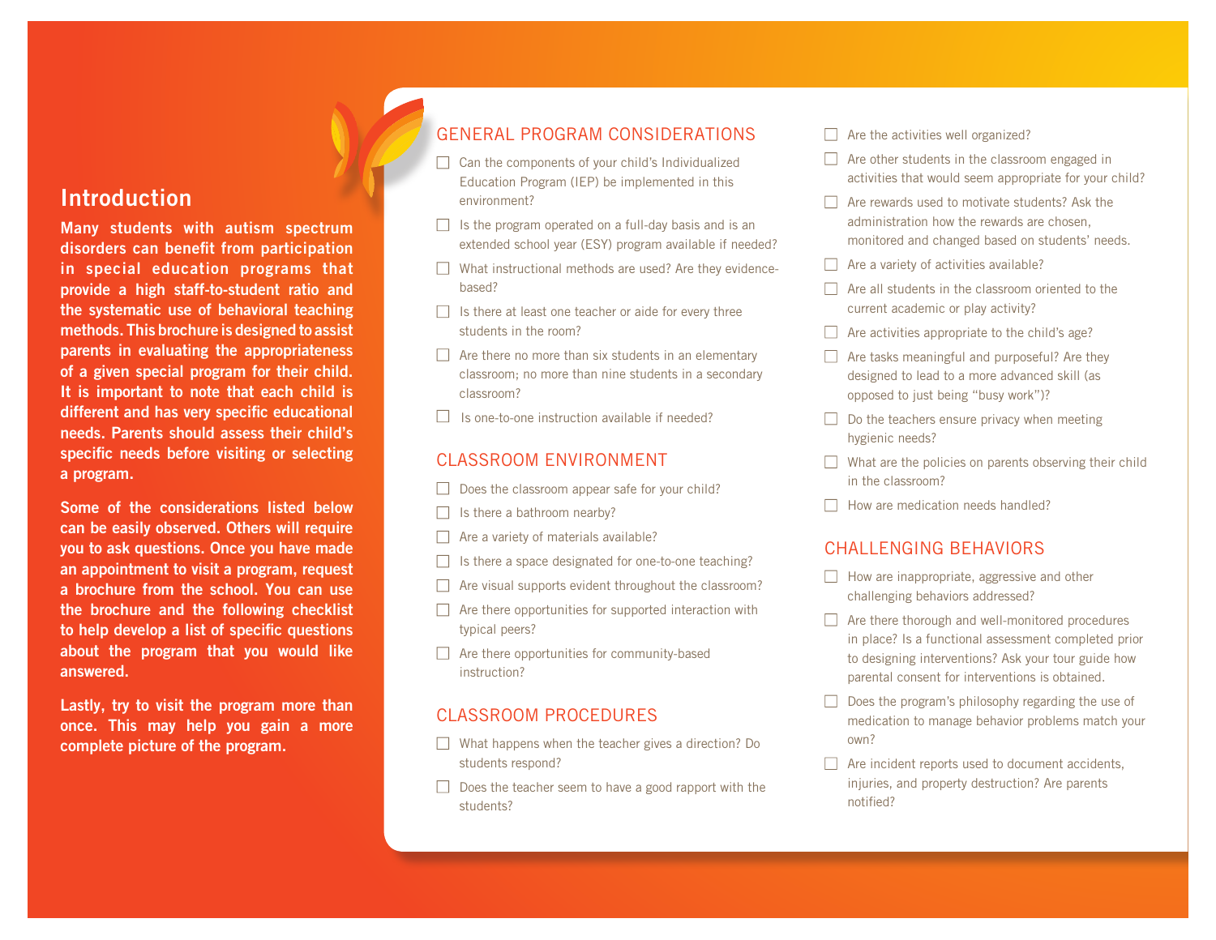## Introduction

**Many students with autism spectrum disorders can benefit from participation in special education programs that provide a high staff-to-student ratio and the systematic use of behavioral teaching methods. This brochure is designed to assist parents in evaluating the appropriateness of a given special program for their child. It is important to note that each child is different and has very specific educational needs. Parents should assess their child's specific needs before visiting or selecting a program.**

**Some of the considerations listed below can be easily observed. Others will require you to ask questions. Once you have made an appointment to visit a program, request a brochure from the school. You can use the brochure and the following checklist to help develop a list of specific questions about the program that you would like answered.**

**Lastly, try to visit the program more than once. This may help you gain a more complete picture of the program.**

## GENERAL PROGRAM CONSIDERATIONS

- ☐ Can the components of your child's Individualized Education Program (IEP) be implemented in this environment?
- ☐ Is the program operated on a full-day basis and is an extended school year (ESY) program available if needed?
- ☐ What instructional methods are used? Are they evidence-based?
- ☐ Is there at least one teacher or aide for every three students in the room?
- ☐ Are there no more than six students in an elementary classroom; no more than nine students in a secondary classroom?
- ☐ Is one-to-one instruction available if needed?

## CLASSROOM ENVIRONMENT

- ☐ Does the classroom appear safe for your child?
- ☐ Is there a bathroom nearby?
- ☐ Are a variety of materials available?
- ☐ Is there a space designated for one-to-one teaching?
- ☐ Are visual supports evident throughout the classroom?
- ☐ Are there opportunities for supported interaction with typical peers?
- ☐ Are there opportunities for community-based instruction?

## CLASSROOM PROCEDURES

- ☐ What happens when the teacher gives a direction? Do students respond?
- ☐ Does the teacher seem to have a good rapport with the students?
- ☐ Are the activities well organized?
- ☐ Are other students in the classroom engaged in activities that would seem appropriate for your child?
- ☐ Are rewards used to motivate students? Ask the administration how the rewards are chosen, monitored and changed based on students' needs.
- ☐ Are a variety of activities available?
- ☐ Are all students in the classroom oriented to the current academic or play activity?
- ☐ Are activities appropriate to the child's age?
- ☐ Are tasks meaningful and purposeful? Are they designed to lead to a more advanced skill (as opposed to just being "busy work")?
- ☐ Do the teachers ensure privacy when meeting hygienic needs?
- ☐ What are the policies on parents observing their child in the classroom?
- ☐ How are medication needs handled?

## CHALLENGING BEHAVIORS

- ☐ How are inappropriate, aggressive and other challenging behaviors addressed?
- ☐ Are there thorough and well-monitored procedures in place? Is a functional assessment completed prior to designing interventions? Ask your tour guide how parental consent for interventions is obtained.
- ☐ Does the program's philosophy regarding the use of medication to manage behavior problems match your own?
- ☐ Are incident reports used to document accidents, injuries, and property destruction? Are parents notified?